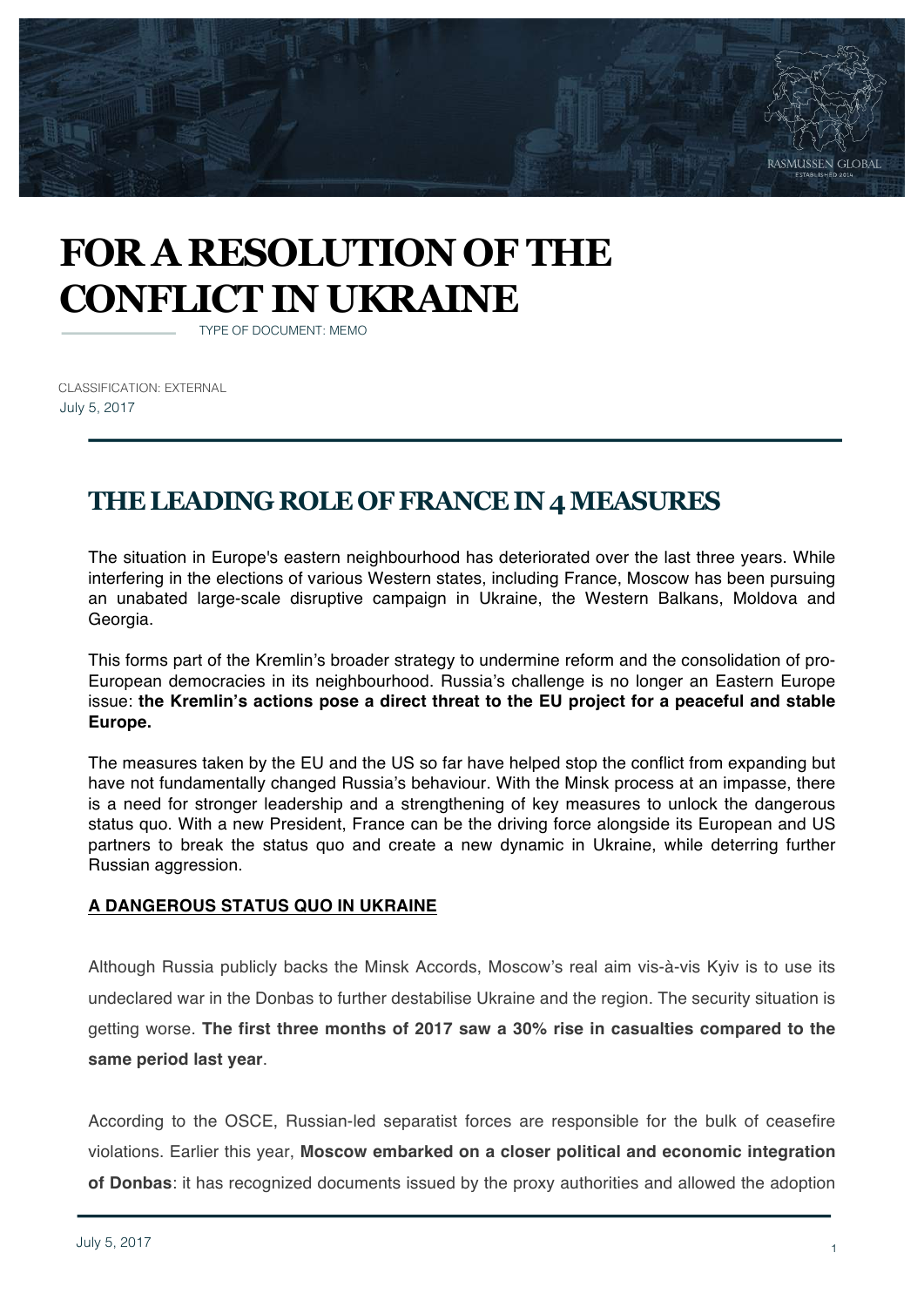# FOR A RESOLUTION OF THE CONFLICT IN UKRAINE

TYPE OF DOCUMENT: MEMO

CLASSIFICATION: EXTERNAL

July 5, 2017

## THE LEADING ROLE OF FRANCE IN 4 MEASURES

The situation in Europe's eastern neighbourhood has deteriorated over the last three years. While interfering in the elections of various Western states, including France, Moscow has been pursuing an unabated large-scale disruptive campaign in Ukraine, the Western Balkans, Moldova and Georgia.

This forms part of the Kremlin's broader strategy to undermine reform and the consolidation of pro-European democracies in its neighbourhood. Russia's challenge is no longer an Eastern Europe issue: **the Kremlin's actions pose a direct threat to the EU project for a peaceful and stable Europe.**

The measures taken by the EU and the US so far have helped stop the conflict from expanding but have not fundamentally changed Russia's behaviour. With the Minsk process at an impasse, there is a need for stronger leadership and a strengthening of key measures to unlock the dangerous status quo. With a new President, France can be the driving force alongside its European and US partners to break the status quo and create a new dynamic in Ukraine, while deterring further Russian aggression.

### A DANGEROUS STATUS QUO IN UKRAINE

Although Russia publicly backs the Minsk Accords, Moscow's real aim vis-à-vis Kyiv is to use its undeclared war in the Donbas to further destabilise Ukraine and the region. The security situation is getting worse. **The first three months of 2017 saw a 30% rise in casualties compared to the same period last year**.

According to the OSCE, Russian-led separatist forces are responsible for the bulk of ceasefire violations. Earlier this year, **Moscow embarked on a closer political and economic integration of Donbas**: it has recognized documents issued by the proxy authorities and allowed the adoption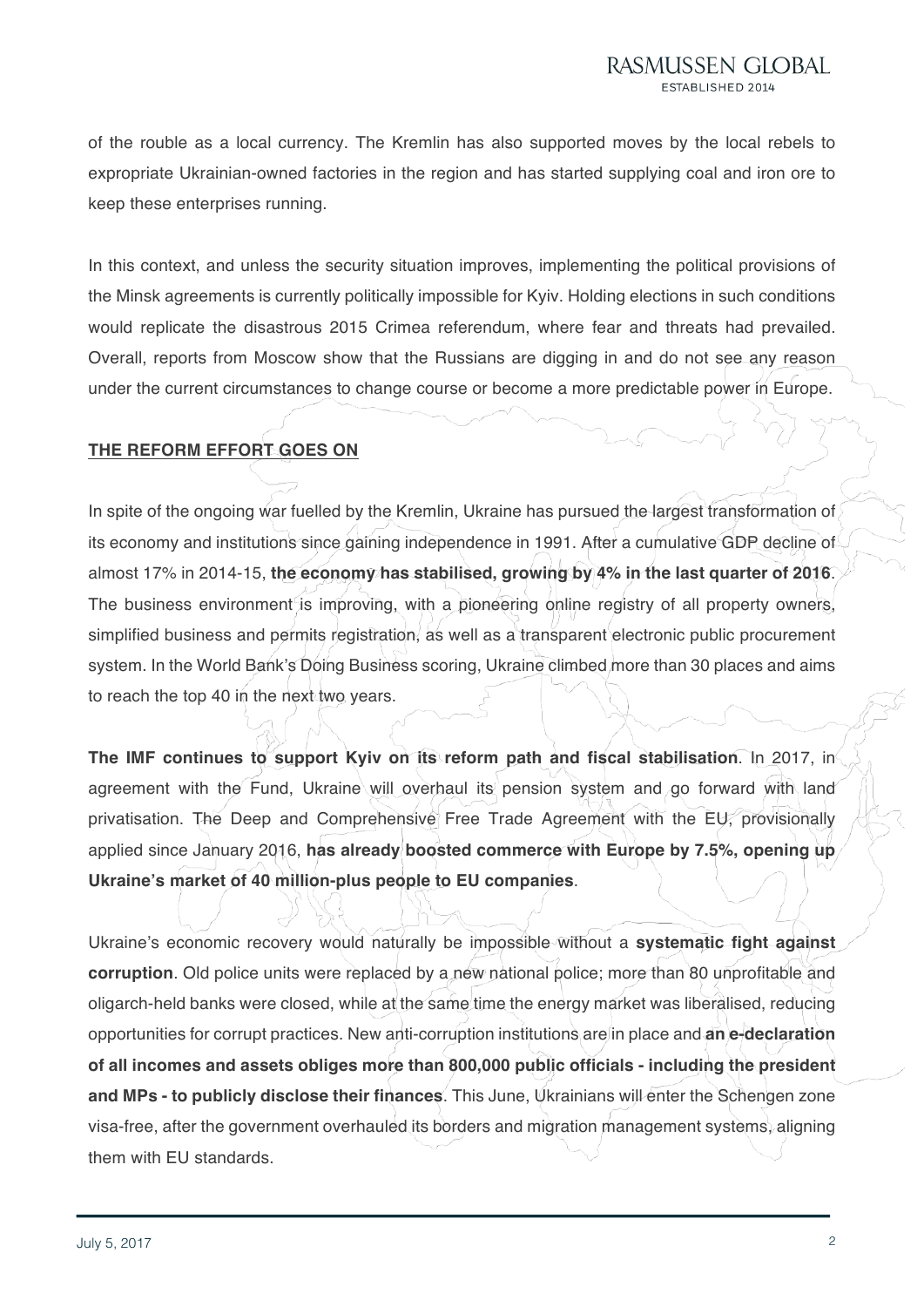of the rouble as a local currency. The Kremlin has also supported moves by the local rebels to expropriate Ukrainian-owned factories in the region and has started supplying coal and iron ore to keep these enterprises running.

In this context, and unless the security situation improves, implementing the political provisions of the Minsk agreements is currently politically impossible for Kyiv. Holding elections in such conditions would replicate the disastrous 2015 Crimea referendum, where fear and threats had prevailed. Overall, reports from Moscow show that the Russians are digging in and do not see any reason under the current circumstances to change course or become a more predictable power in Europe.

## THE REFORM EFFORT GOES ON

In spite of the ongoing war fuelled by the Kremlin, Ukraine has pursued the largest transformation of its economy and institutions since gaining independence in 1991. After a cumulative GDP decline of almost 17% in 2014-15, **the economy has stabilised, growing by 4% in the last quarter of 2016**. The business environment is improving, with a pioneering online registry of all property owners, simplified business and permits registration, as well as a transparent electronic public procurement system. In the World Bank's Doing Business scoring, Ukraine climbed more than 30 places and aims to reach the top 40 in the next two years.

**The IMF continues to support Kyiv on its reform path and fiscal stabilisation**. In 2017, in agreement with the Fund, Ukraine will overhaul its pension system and go forward with land privatisation. The Deep and Comprehensive Free Trade Agreement with the EU, provisionally applied since January 2016, **has already boosted commerce with Europe by 7.5%, opening up Ukraine's market of 40 million-plus people to EU companies**.

Ukraine's economic recovery would naturally be impossible without a **systematic fight against corruption**. Old police units were replaced by a new national police; more than 80 unprofitable and oligarch-held banks were closed, while at the same time the energy market was liberalised, reducing opportunities for corrupt practices. New anti-corruption institutions are in place and **an e-declaration of all incomes and assets obliges more than 800,000 public officials - including the president and MPs - to publicly disclose their finances**. This June, Ukrainians will enter the Schengen zone visa-free, after the government overhauled its borders and migration management systems, aligning them with EU standards.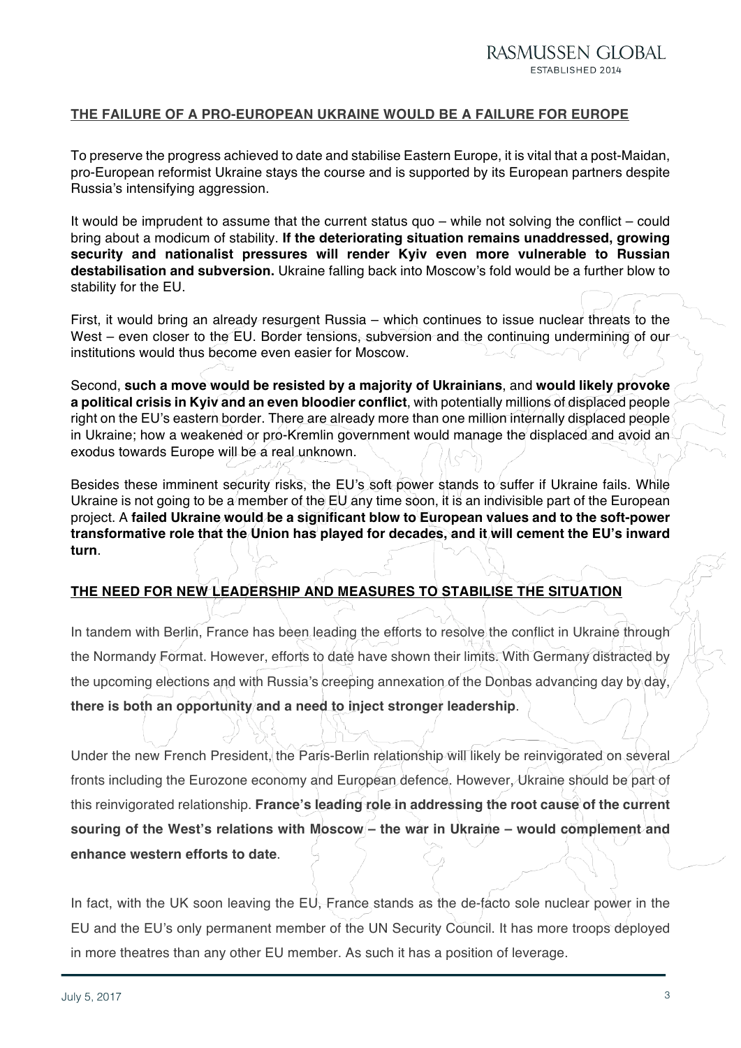## THE FAILURE OF A PRO-EUROPEAN UKRAINE WOULD BE A FAILURE FOR EUROPE

To preserve the progress achieved to date and stabilise Eastern Europe, it is vital that a post-Maidan, pro-European reformist Ukraine stays the course and is supported by its European partners despite Russia's intensifying aggression.

It would be imprudent to assume that the current status quo – while not solving the conflict – could bring about a modicum of stability. **If the deteriorating situation remains unaddressed, growing security and nationalist pressures will render Kyiv even more vulnerable to Russian destabilisation and subversion.** Ukraine falling back into Moscow's fold would be a further blow to stability for the EU.

First, it would bring an already resurgent Russia – which continues to issue nuclear threats to the West – even closer to the EU. Border tensions, subversion and the continuing undermining of our institutions would thus become even easier for Moscow.

Second, **such a move would be resisted by a majority of Ukrainians**, and **would likely provoke a political crisis in Kyiv and an even bloodier conflict**, with potentially millions of displaced people right on the EU's eastern border. There are already more than one million internally displaced people in Ukraine; how a weakened or pro-Kremlin government would manage the displaced and avoid an exodus towards Europe will be a real unknown.

Besides these imminent security risks, the EU's soft power stands to suffer if Ukraine fails. While Ukraine is not going to be a member of the EU any time soon, it is an indivisible part of the European project. A **failed Ukraine would be a significant blow to European values and to the soft-power transformative role that the Union has played for decades, and it will cement the EU's inward turn**.

## THE NEED FOR NEW LEADERSHIP AND MEASURES TO STABILISE THE SITUATION

In tandem with Berlin, France has been leading the efforts to resolve the conflict in Ukraine through the Normandy Format. However, efforts to date have shown their limits. With Germany distracted by the upcoming elections and with Russia's creeping annexation of the Donbas advancing day by day, **there is both an opportunity and a need to inject stronger leadership**.

Under the new French President, the Paris-Berlin relationship will likely be reinvigorated on several fronts including the Eurozone economy and European defence. However, Ukraine should be part of this reinvigorated relationship. **France's leading role in addressing the root cause of the current souring of the West's relations with Moscow – the war in Ukraine – would complement and enhance western efforts to date**.

In fact, with the UK soon leaving the EU, France stands as the de-facto sole nuclear power in the EU and the EU's only permanent member of the UN Security Council. It has more troops deployed in more theatres than any other EU member. As such it has a position of leverage.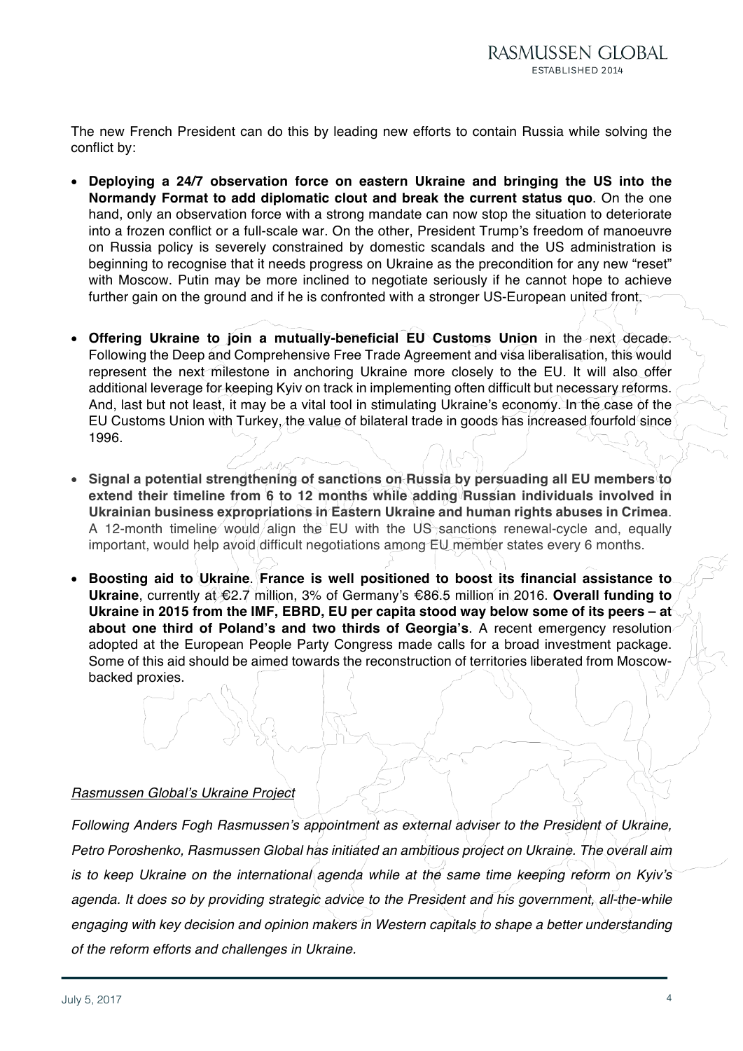The new French President can do this by leading new efforts to contain Russia while solving the conflict by:

- **Deploying a 24/7 observation force on eastern Ukraine and bringing the US into the Normandy Format to add diplomatic clout and break the current status quo**. On the one hand, only an observation force with a strong mandate can now stop the situation to deteriorate into a frozen conflict or a full-scale war. On the other, President Trump's freedom of manoeuvre on Russia policy is severely constrained by domestic scandals and the US administration is beginning to recognise that it needs progress on Ukraine as the precondition for any new "reset" with Moscow. Putin may be more inclined to negotiate seriously if he cannot hope to achieve further gain on the ground and if he is confronted with a stronger US-European united front.

- **Offering Ukraine to join a mutually-beneficial EU Customs Union** in the next decade. Following the Deep and Comprehensive Free Trade Agreement and visa liberalisation, this would represent the next milestone in anchoring Ukraine more closely to the EU. It will also offer additional leverage for keeping Kyiv on track in implementing often difficult but necessary reforms. And, last but not least, it may be a vital tool in stimulating Ukraine's economy. In the case of the EU Customs Union with Turkey, the value of bilateral trade in goods has increased fourfold since 1996.

- **Signal a potential strengthening of sanctions on Russia by persuading all EU members to extend their timeline from 6 to 12 months while adding Russian individuals involved in Ukrainian business expropriations in Eastern Ukraine and human rights abuses in Crimea**. A 12-month timeline would align the EU with the US sanctions renewal-cycle and, equally important, would help avoid difficult negotiations among EU member states every 6 months.

- **Boosting aid to Ukraine**. **France is well positioned to boost its financial assistance to Ukraine**, currently at €2.7 million, 3% of Germany's €86.5 million in 2016. **Overall funding to Ukraine in 2015 from the IMF, EBRD, EU per capita stood way below some of its peers – at about one third of Poland's and two thirds of Georgia's**. A recent emergency resolution adopted at the European People Party Congress made calls for a broad investment package. Some of this aid should be aimed towards the reconstruction of territories liberated from Moscow-backed proxies.

*<u>Rasmussen Global's Ukraine Project</u>*

*Following Anders Fogh Rasmussen's appointment as external adviser to the President of Ukraine, Petro Poroshenko, Rasmussen Global has initiated an ambitious project on Ukraine. The overall aim is to keep Ukraine on the international agenda while at the same time keeping reform on Kyiv's agenda. It does so by providing strategic advice to the President and his government, all-the-while engaging with key decision and opinion makers in Western capitals to shape a better understanding of the reform efforts and challenges in Ukraine.*